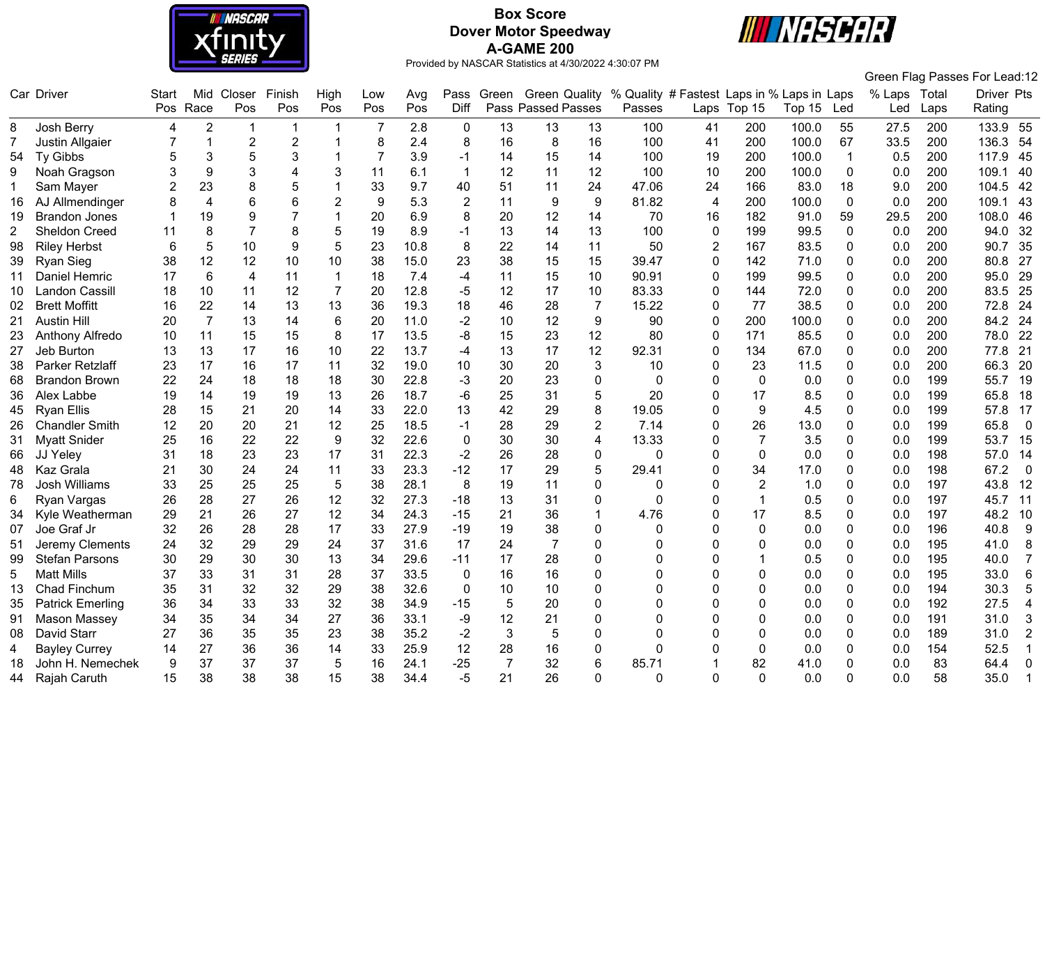# Box Score

## Dover Motor Speedway

## A-GAME 200

Provided by NASCAR Statistics at 4/30/2022 4:30:07 PM

Green Flag Passes For Lead:12

| Car | Driver | Start Pos | Mid Race | Closer Pos | Finish Pos | High Pos | Low Pos | Avg Pos | Pass Diff | Green Pass | Green Passed | Quality Passes | % Quality Passes | # Fastest Laps | Laps in Top 15 | % Laps in Top 15 | Laps Led | % Laps Led | Total Laps | Driver Rating | Pts |
|---|---|---|---|---|---|---|---|---|---|---|---|---|---|---|---|---|---|---|---|---|---|
| 8 | Josh Berry | 4 | 2 | 1 | 1 | 1 | 7 | 2.8 | 0 | 13 | 13 | 13 | 100 | 41 | 200 | 100.0 | 55 | 27.5 | 200 | 133.9 | 55 |
| 7 | Justin Allgaier | 7 | 1 | 2 | 2 | 1 | 8 | 2.4 | 8 | 16 | 8 | 16 | 100 | 41 | 200 | 100.0 | 67 | 33.5 | 200 | 136.3 | 54 |
| 54 | Ty Gibbs | 5 | 3 | 5 | 3 | 1 | 7 | 3.9 | -1 | 14 | 15 | 14 | 100 | 19 | 200 | 100.0 | 1 | 0.5 | 200 | 117.9 | 45 |
| 9 | Noah Gragson | 3 | 9 | 3 | 4 | 3 | 11 | 6.1 | 1 | 12 | 11 | 12 | 100 | 10 | 200 | 100.0 | 0 | 0.0 | 200 | 109.1 | 40 |
| 1 | Sam Mayer | 2 | 23 | 8 | 5 | 1 | 33 | 9.7 | 40 | 51 | 11 | 24 | 47.06 | 24 | 166 | 83.0 | 18 | 9.0 | 200 | 104.5 | 42 |
| 16 | AJ Allmendinger | 8 | 4 | 6 | 6 | 2 | 9 | 5.3 | 2 | 11 | 9 | 9 | 81.82 | 4 | 200 | 100.0 | 0 | 0.0 | 200 | 109.1 | 43 |
| 19 | Brandon Jones | 1 | 19 | 9 | 7 | 1 | 20 | 6.9 | 8 | 20 | 12 | 14 | 70 | 16 | 182 | 91.0 | 59 | 29.5 | 200 | 108.0 | 46 |
| 2 | Sheldon Creed | 11 | 8 | 7 | 8 | 5 | 19 | 8.9 | -1 | 13 | 14 | 13 | 100 | 0 | 199 | 99.5 | 0 | 0.0 | 200 | 94.0 | 32 |
| 98 | Riley Herbst | 6 | 5 | 10 | 9 | 5 | 23 | 10.8 | 8 | 22 | 14 | 11 | 50 | 2 | 167 | 83.5 | 0 | 0.0 | 200 | 90.7 | 35 |
| 39 | Ryan Sieg | 38 | 12 | 12 | 10 | 10 | 38 | 15.0 | 23 | 38 | 15 | 15 | 39.47 | 0 | 142 | 71.0 | 0 | 0.0 | 200 | 80.8 | 27 |
| 11 | Daniel Hemric | 17 | 6 | 4 | 11 | 1 | 18 | 7.4 | -4 | 11 | 15 | 10 | 90.91 | 0 | 199 | 99.5 | 0 | 0.0 | 200 | 95.0 | 29 |
| 10 | Landon Cassill | 18 | 10 | 11 | 12 | 7 | 20 | 12.8 | -5 | 12 | 17 | 10 | 83.33 | 0 | 144 | 72.0 | 0 | 0.0 | 200 | 83.5 | 25 |
| 02 | Brett Moffitt | 16 | 22 | 14 | 13 | 13 | 36 | 19.3 | 18 | 46 | 28 | 7 | 15.22 | 0 | 77 | 38.5 | 0 | 0.0 | 200 | 72.8 | 24 |
| 21 | Austin Hill | 20 | 7 | 13 | 14 | 6 | 20 | 11.0 | -2 | 10 | 12 | 9 | 90 | 0 | 200 | 100.0 | 0 | 0.0 | 200 | 84.2 | 24 |
| 23 | Anthony Alfredo | 10 | 11 | 15 | 15 | 8 | 17 | 13.5 | -8 | 15 | 23 | 12 | 80 | 0 | 171 | 85.5 | 0 | 0.0 | 200 | 78.0 | 22 |
| 27 | Jeb Burton | 13 | 13 | 17 | 16 | 10 | 22 | 13.7 | -4 | 13 | 17 | 12 | 92.31 | 0 | 134 | 67.0 | 0 | 0.0 | 200 | 77.8 | 21 |
| 38 | Parker Retzlaff | 23 | 17 | 16 | 17 | 11 | 32 | 19.0 | 10 | 30 | 20 | 3 | 10 | 0 | 23 | 11.5 | 0 | 0.0 | 200 | 66.3 | 20 |
| 68 | Brandon Brown | 22 | 24 | 18 | 18 | 18 | 30 | 22.8 | -3 | 20 | 23 | 0 | 0 | 0 | 0 | 0.0 | 0 | 0.0 | 199 | 55.7 | 19 |
| 36 | Alex Labbe | 19 | 14 | 19 | 19 | 13 | 26 | 18.7 | -6 | 25 | 31 | 5 | 20 | 0 | 17 | 8.5 | 0 | 0.0 | 199 | 65.8 | 18 |
| 45 | Ryan Ellis | 28 | 15 | 21 | 20 | 14 | 33 | 22.0 | 13 | 42 | 29 | 8 | 19.05 | 0 | 9 | 4.5 | 0 | 0.0 | 199 | 57.8 | 17 |
| 26 | Chandler Smith | 12 | 20 | 20 | 21 | 12 | 25 | 18.5 | -1 | 28 | 29 | 2 | 7.14 | 0 | 26 | 13.0 | 0 | 0.0 | 199 | 65.8 | 0 |
| 31 | Myatt Snider | 25 | 16 | 22 | 22 | 9 | 32 | 22.6 | 0 | 30 | 30 | 4 | 13.33 | 0 | 7 | 3.5 | 0 | 0.0 | 199 | 53.7 | 15 |
| 66 | JJ Yeley | 31 | 18 | 23 | 23 | 17 | 31 | 22.3 | -2 | 26 | 28 | 0 | 0 | 0 | 0 | 0.0 | 0 | 0.0 | 198 | 57.0 | 14 |
| 48 | Kaz Grala | 21 | 30 | 24 | 24 | 11 | 33 | 23.3 | -12 | 17 | 29 | 5 | 29.41 | 0 | 34 | 17.0 | 0 | 0.0 | 198 | 67.2 | 0 |
| 78 | Josh Williams | 33 | 25 | 25 | 25 | 5 | 38 | 28.1 | 8 | 19 | 11 | 0 | 0 | 0 | 2 | 1.0 | 0 | 0.0 | 197 | 43.8 | 12 |
| 6 | Ryan Vargas | 26 | 28 | 27 | 26 | 12 | 32 | 27.3 | -18 | 13 | 31 | 0 | 0 | 0 | 1 | 0.5 | 0 | 0.0 | 197 | 45.7 | 11 |
| 34 | Kyle Weatherman | 29 | 21 | 26 | 27 | 12 | 34 | 24.3 | -15 | 21 | 36 | 1 | 4.76 | 0 | 17 | 8.5 | 0 | 0.0 | 197 | 48.2 | 10 |
| 07 | Joe Graf Jr | 32 | 26 | 28 | 28 | 17 | 33 | 27.9 | -19 | 19 | 38 | 0 | 0 | 0 | 0 | 0.0 | 0 | 0.0 | 196 | 40.8 | 9 |
| 51 | Jeremy Clements | 24 | 32 | 29 | 29 | 24 | 37 | 31.6 | 17 | 24 | 7 | 0 | 0 | 0 | 0 | 0.0 | 0 | 0.0 | 195 | 41.0 | 8 |
| 99 | Stefan Parsons | 30 | 29 | 30 | 30 | 13 | 34 | 29.6 | -11 | 17 | 28 | 0 | 0 | 0 | 1 | 0.5 | 0 | 0.0 | 195 | 40.0 | 7 |
| 5 | Matt Mills | 37 | 33 | 31 | 31 | 28 | 37 | 33.5 | 0 | 16 | 16 | 0 | 0 | 0 | 0 | 0.0 | 0 | 0.0 | 195 | 33.0 | 6 |
| 13 | Chad Finchum | 35 | 31 | 32 | 32 | 29 | 38 | 32.6 | 0 | 10 | 10 | 0 | 0 | 0 | 0 | 0.0 | 0 | 0.0 | 194 | 30.3 | 5 |
| 35 | Patrick Emerling | 36 | 34 | 33 | 33 | 32 | 38 | 34.9 | -15 | 5 | 20 | 0 | 0 | 0 | 0 | 0.0 | 0 | 0.0 | 192 | 27.5 | 4 |
| 91 | Mason Massey | 34 | 35 | 34 | 34 | 27 | 36 | 33.1 | -9 | 12 | 21 | 0 | 0 | 0 | 0 | 0.0 | 0 | 0.0 | 191 | 31.0 | 3 |
| 08 | David Starr | 27 | 36 | 35 | 35 | 23 | 38 | 35.2 | -2 | 3 | 5 | 0 | 0 | 0 | 0 | 0.0 | 0 | 0.0 | 189 | 31.0 | 2 |
| 4 | Bayley Currey | 14 | 27 | 36 | 36 | 14 | 33 | 25.9 | 12 | 28 | 16 | 0 | 0 | 0 | 0 | 0.0 | 0 | 0.0 | 154 | 52.5 | 1 |
| 18 | John H. Nemechek | 9 | 37 | 37 | 37 | 5 | 16 | 24.1 | -25 | 7 | 32 | 6 | 85.71 | 1 | 82 | 41.0 | 0 | 0.0 | 83 | 64.4 | 0 |
| 44 | Rajah Caruth | 15 | 38 | 38 | 38 | 15 | 38 | 34.4 | -5 | 21 | 26 | 0 | 0 | 0 | 0 | 0.0 | 0 | 0.0 | 58 | 35.0 | 1 |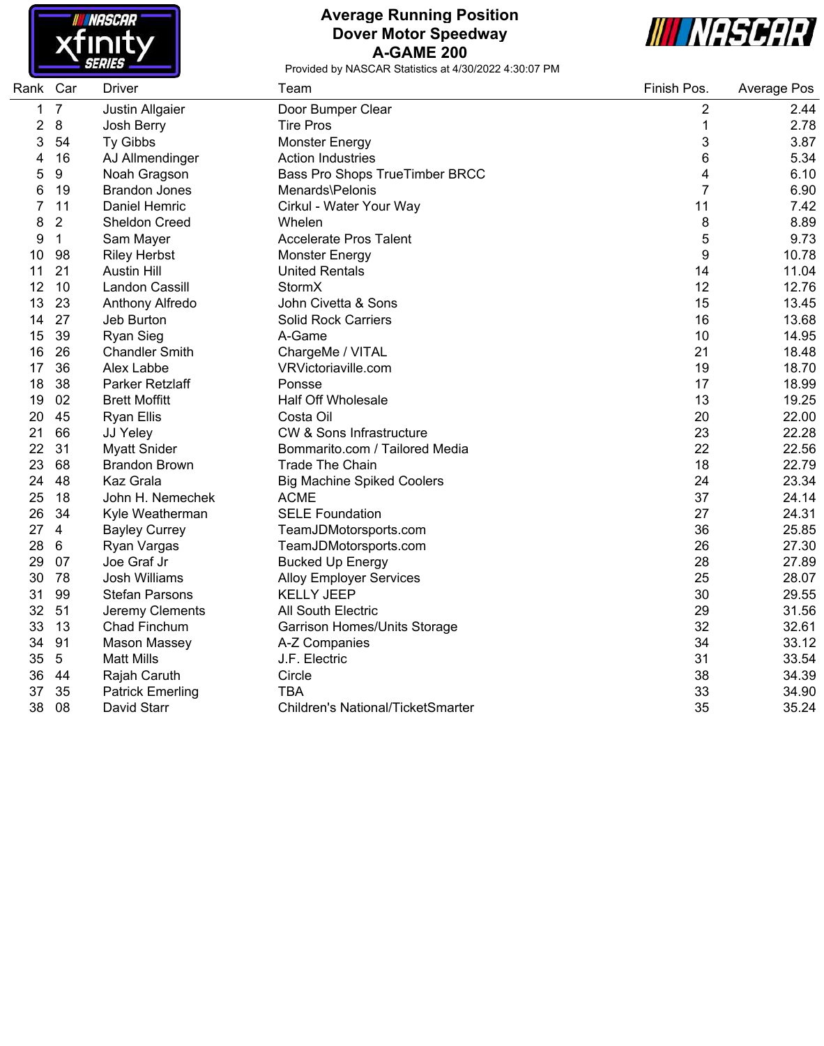# Average Running Position
## Dover Motor Speedway
## A-GAME 200

Provided by NASCAR Statistics at 4/30/2022 4:30:07 PM

| Rank | Car | Driver | Team | Finish Pos. | Average Pos |
|---|---|---|---|---|---|
| 1 | 7 | Justin Allgaier | Door Bumper Clear | 2 | 2.44 |
| 2 | 8 | Josh Berry | Tire Pros | 1 | 2.78 |
| 3 | 54 | Ty Gibbs | Monster Energy | 3 | 3.87 |
| 4 | 16 | AJ Allmendinger | Action Industries | 6 | 5.34 |
| 5 | 9 | Noah Gragson | Bass Pro Shops TrueTimber BRCC | 4 | 6.10 |
| 6 | 19 | Brandon Jones | Menards\Pelonis | 7 | 6.90 |
| 7 | 11 | Daniel Hemric | Cirkul - Water Your Way | 11 | 7.42 |
| 8 | 2 | Sheldon Creed | Whelen | 8 | 8.89 |
| 9 | 1 | Sam Mayer | Accelerate Pros Talent | 5 | 9.73 |
| 10 | 98 | Riley Herbst | Monster Energy | 9 | 10.78 |
| 11 | 21 | Austin Hill | United Rentals | 14 | 11.04 |
| 12 | 10 | Landon Cassill | StormX | 12 | 12.76 |
| 13 | 23 | Anthony Alfredo | John Civetta & Sons | 15 | 13.45 |
| 14 | 27 | Jeb Burton | Solid Rock Carriers | 16 | 13.68 |
| 15 | 39 | Ryan Sieg | A-Game | 10 | 14.95 |
| 16 | 26 | Chandler Smith | ChargeMe / VITAL | 21 | 18.48 |
| 17 | 36 | Alex Labbe | VRVictoriaville.com | 19 | 18.70 |
| 18 | 38 | Parker Retzlaff | Ponsse | 17 | 18.99 |
| 19 | 02 | Brett Moffitt | Half Off Wholesale | 13 | 19.25 |
| 20 | 45 | Ryan Ellis | Costa Oil | 20 | 22.00 |
| 21 | 66 | JJ Yeley | CW & Sons Infrastructure | 23 | 22.28 |
| 22 | 31 | Myatt Snider | Bommarito.com / Tailored Media | 22 | 22.56 |
| 23 | 68 | Brandon Brown | Trade The Chain | 18 | 22.79 |
| 24 | 48 | Kaz Grala | Big Machine Spiked Coolers | 24 | 23.34 |
| 25 | 18 | John H. Nemechek | ACME | 37 | 24.14 |
| 26 | 34 | Kyle Weatherman | SELE Foundation | 27 | 24.31 |
| 27 | 4 | Bayley Currey | TeamJDMotorsports.com | 36 | 25.85 |
| 28 | 6 | Ryan Vargas | TeamJDMotorsports.com | 26 | 27.30 |
| 29 | 07 | Joe Graf Jr | Bucked Up Energy | 28 | 27.89 |
| 30 | 78 | Josh Williams | Alloy Employer Services | 25 | 28.07 |
| 31 | 99 | Stefan Parsons | KELLY JEEP | 30 | 29.55 |
| 32 | 51 | Jeremy Clements | All South Electric | 29 | 31.56 |
| 33 | 13 | Chad Finchum | Garrison Homes/Units Storage | 32 | 32.61 |
| 34 | 91 | Mason Massey | A-Z Companies | 34 | 33.12 |
| 35 | 5 | Matt Mills | J.F. Electric | 31 | 33.54 |
| 36 | 44 | Rajah Caruth | Circle | 38 | 34.39 |
| 37 | 35 | Patrick Emerling | TBA | 33 | 34.90 |
| 38 | 08 | David Starr | Children's National/TicketSmarter | 35 | 35.24 |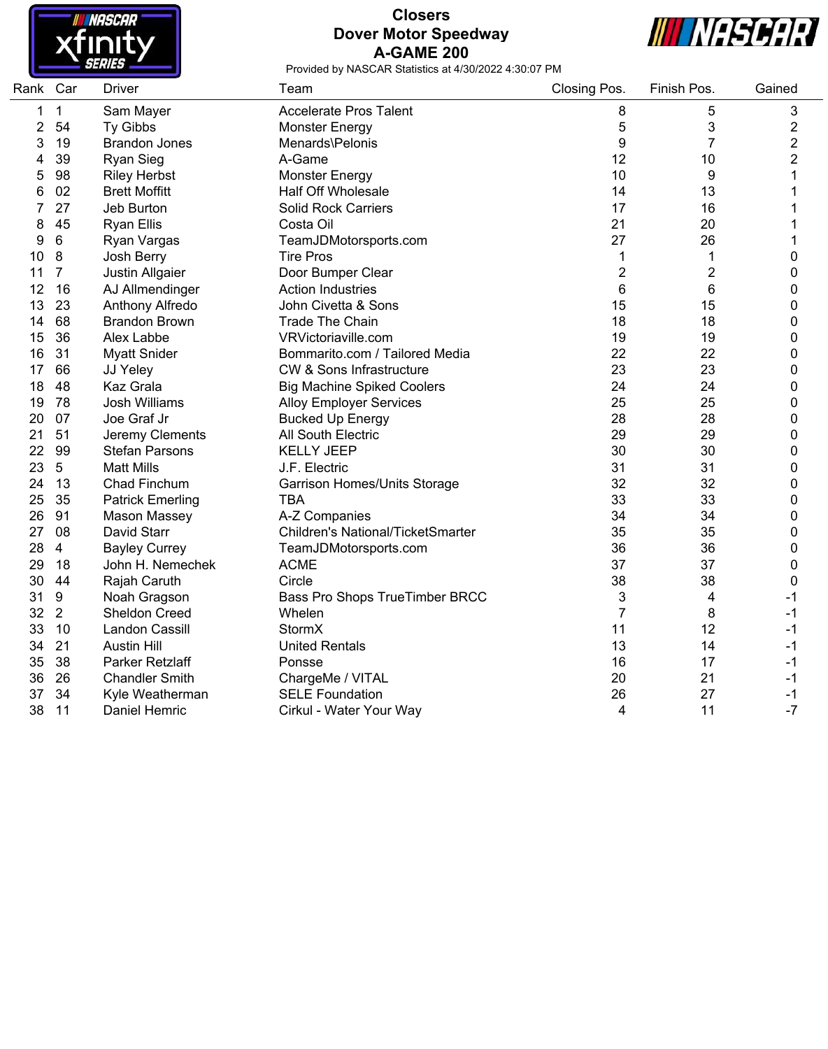# Closers

## Dover Motor Speedway

## A-GAME 200

Provided by NASCAR Statistics at 4/30/2022 4:30:07 PM

| Rank | Car | Driver | Team | Closing Pos. | Finish Pos. | Gained |
|---|---|---|---|---|---|---|
| 1 | 1 | Sam Mayer | Accelerate Pros Talent | 8 | 5 | 3 |
| 2 | 54 | Ty Gibbs | Monster Energy | 5 | 3 | 2 |
| 3 | 19 | Brandon Jones | Menards\Pelonis | 9 | 7 | 2 |
| 4 | 39 | Ryan Sieg | A-Game | 12 | 10 | 2 |
| 5 | 98 | Riley Herbst | Monster Energy | 10 | 9 | 1 |
| 6 | 02 | Brett Moffitt | Half Off Wholesale | 14 | 13 | 1 |
| 7 | 27 | Jeb Burton | Solid Rock Carriers | 17 | 16 | 1 |
| 8 | 45 | Ryan Ellis | Costa Oil | 21 | 20 | 1 |
| 9 | 6 | Ryan Vargas | TeamJDMotorsports.com | 27 | 26 | 1 |
| 10 | 8 | Josh Berry | Tire Pros | 1 | 1 | 0 |
| 11 | 7 | Justin Allgaier | Door Bumper Clear | 2 | 2 | 0 |
| 12 | 16 | AJ Allmendinger | Action Industries | 6 | 6 | 0 |
| 13 | 23 | Anthony Alfredo | John Civetta & Sons | 15 | 15 | 0 |
| 14 | 68 | Brandon Brown | Trade The Chain | 18 | 18 | 0 |
| 15 | 36 | Alex Labbe | VRVictoriaville.com | 19 | 19 | 0 |
| 16 | 31 | Myatt Snider | Bommarito.com / Tailored Media | 22 | 22 | 0 |
| 17 | 66 | JJ Yeley | CW & Sons Infrastructure | 23 | 23 | 0 |
| 18 | 48 | Kaz Grala | Big Machine Spiked Coolers | 24 | 24 | 0 |
| 19 | 78 | Josh Williams | Alloy Employer Services | 25 | 25 | 0 |
| 20 | 07 | Joe Graf Jr | Bucked Up Energy | 28 | 28 | 0 |
| 21 | 51 | Jeremy Clements | All South Electric | 29 | 29 | 0 |
| 22 | 99 | Stefan Parsons | KELLY JEEP | 30 | 30 | 0 |
| 23 | 5 | Matt Mills | J.F. Electric | 31 | 31 | 0 |
| 24 | 13 | Chad Finchum | Garrison Homes/Units Storage | 32 | 32 | 0 |
| 25 | 35 | Patrick Emerling | TBA | 33 | 33 | 0 |
| 26 | 91 | Mason Massey | A-Z Companies | 34 | 34 | 0 |
| 27 | 08 | David Starr | Children's National/TicketSmarter | 35 | 35 | 0 |
| 28 | 4 | Bayley Currey | TeamJDMotorsports.com | 36 | 36 | 0 |
| 29 | 18 | John H. Nemechek | ACME | 37 | 37 | 0 |
| 30 | 44 | Rajah Caruth | Circle | 38 | 38 | 0 |
| 31 | 9 | Noah Gragson | Bass Pro Shops TrueTimber BRCC | 3 | 4 | -1 |
| 32 | 2 | Sheldon Creed | Whelen | 7 | 8 | -1 |
| 33 | 10 | Landon Cassill | StormX | 11 | 12 | -1 |
| 34 | 21 | Austin Hill | United Rentals | 13 | 14 | -1 |
| 35 | 38 | Parker Retzlaff | Ponsse | 16 | 17 | -1 |
| 36 | 26 | Chandler Smith | ChargeMe / VITAL | 20 | 21 | -1 |
| 37 | 34 | Kyle Weatherman | SELE Foundation | 26 | 27 | -1 |
| 38 | 11 | Daniel Hemric | Cirkul - Water Your Way | 4 | 11 | -7 |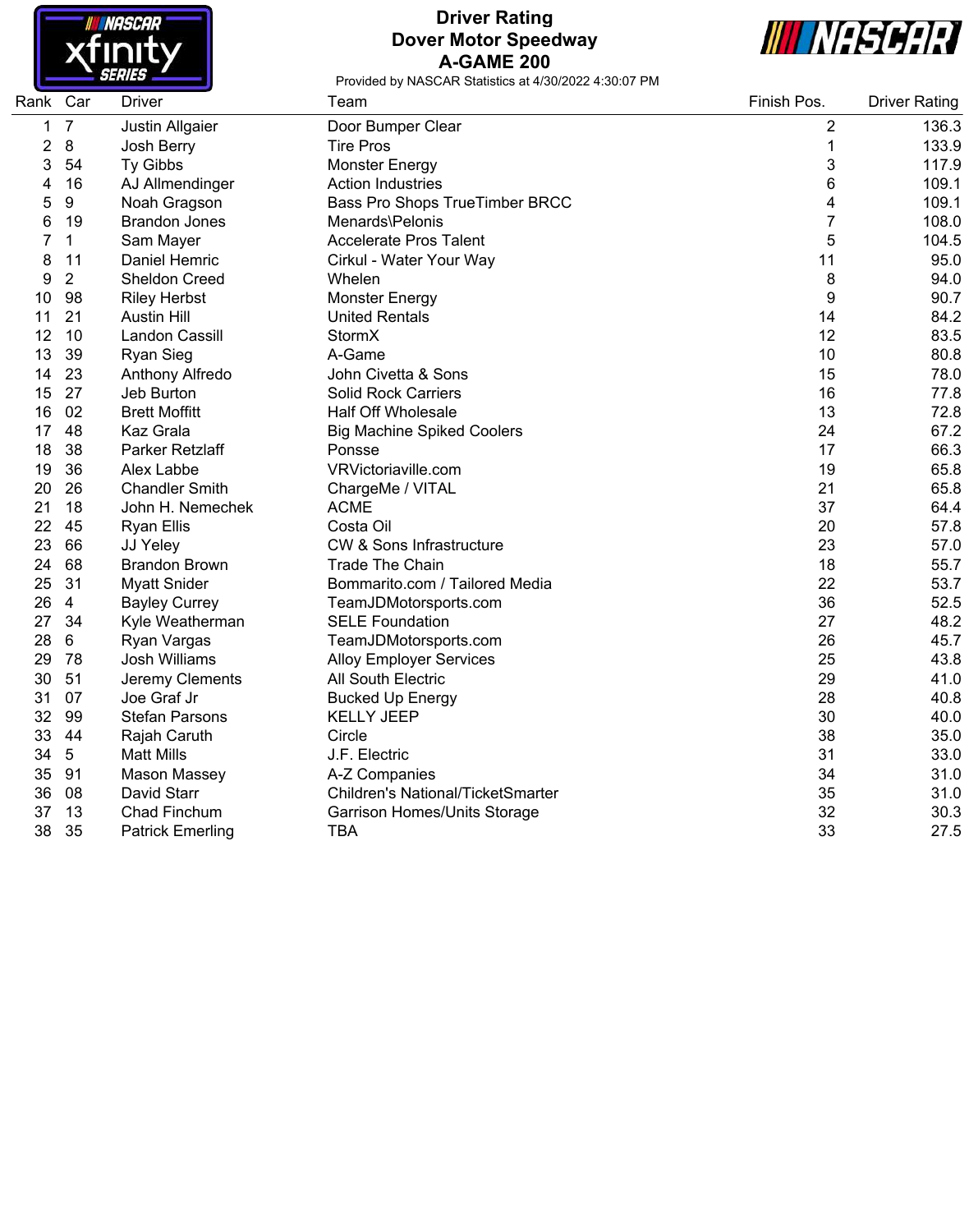# Driver Rating
## Dover Motor Speedway
## A-GAME 200

Provided by NASCAR Statistics at 4/30/2022 4:30:07 PM

| Rank | Car | Driver | Team | Finish Pos. | Driver Rating |
|---|---|---|---|---|---|
| 1 | 7 | Justin Allgaier | Door Bumper Clear | 2 | 136.3 |
| 2 | 8 | Josh Berry | Tire Pros | 1 | 133.9 |
| 3 | 54 | Ty Gibbs | Monster Energy | 3 | 117.9 |
| 4 | 16 | AJ Allmendinger | Action Industries | 6 | 109.1 |
| 5 | 9 | Noah Gragson | Bass Pro Shops TrueTimber BRCC | 4 | 109.1 |
| 6 | 19 | Brandon Jones | Menards\Pelonis | 7 | 108.0 |
| 7 | 1 | Sam Mayer | Accelerate Pros Talent | 5 | 104.5 |
| 8 | 11 | Daniel Hemric | Cirkul - Water Your Way | 11 | 95.0 |
| 9 | 2 | Sheldon Creed | Whelen | 8 | 94.0 |
| 10 | 98 | Riley Herbst | Monster Energy | 9 | 90.7 |
| 11 | 21 | Austin Hill | United Rentals | 14 | 84.2 |
| 12 | 10 | Landon Cassill | StormX | 12 | 83.5 |
| 13 | 39 | Ryan Sieg | A-Game | 10 | 80.8 |
| 14 | 23 | Anthony Alfredo | John Civetta & Sons | 15 | 78.0 |
| 15 | 27 | Jeb Burton | Solid Rock Carriers | 16 | 77.8 |
| 16 | 02 | Brett Moffitt | Half Off Wholesale | 13 | 72.8 |
| 17 | 48 | Kaz Grala | Big Machine Spiked Coolers | 24 | 67.2 |
| 18 | 38 | Parker Retzlaff | Ponsse | 17 | 66.3 |
| 19 | 36 | Alex Labbe | VRVictoriaville.com | 19 | 65.8 |
| 20 | 26 | Chandler Smith | ChargeMe / VITAL | 21 | 65.8 |
| 21 | 18 | John H. Nemechek | ACME | 37 | 64.4 |
| 22 | 45 | Ryan Ellis | Costa Oil | 20 | 57.8 |
| 23 | 66 | JJ Yeley | CW & Sons Infrastructure | 23 | 57.0 |
| 24 | 68 | Brandon Brown | Trade The Chain | 18 | 55.7 |
| 25 | 31 | Myatt Snider | Bommarito.com / Tailored Media | 22 | 53.7 |
| 26 | 4 | Bayley Currey | TeamJDMotorsports.com | 36 | 52.5 |
| 27 | 34 | Kyle Weatherman | SELE Foundation | 27 | 48.2 |
| 28 | 6 | Ryan Vargas | TeamJDMotorsports.com | 26 | 45.7 |
| 29 | 78 | Josh Williams | Alloy Employer Services | 25 | 43.8 |
| 30 | 51 | Jeremy Clements | All South Electric | 29 | 41.0 |
| 31 | 07 | Joe Graf Jr | Bucked Up Energy | 28 | 40.8 |
| 32 | 99 | Stefan Parsons | KELLY JEEP | 30 | 40.0 |
| 33 | 44 | Rajah Caruth | Circle | 38 | 35.0 |
| 34 | 5 | Matt Mills | J.F. Electric | 31 | 33.0 |
| 35 | 91 | Mason Massey | A-Z Companies | 34 | 31.0 |
| 36 | 08 | David Starr | Children's National/TicketSmarter | 35 | 31.0 |
| 37 | 13 | Chad Finchum | Garrison Homes/Units Storage | 32 | 30.3 |
| 38 | 35 | Patrick Emerling | TBA | 33 | 27.5 |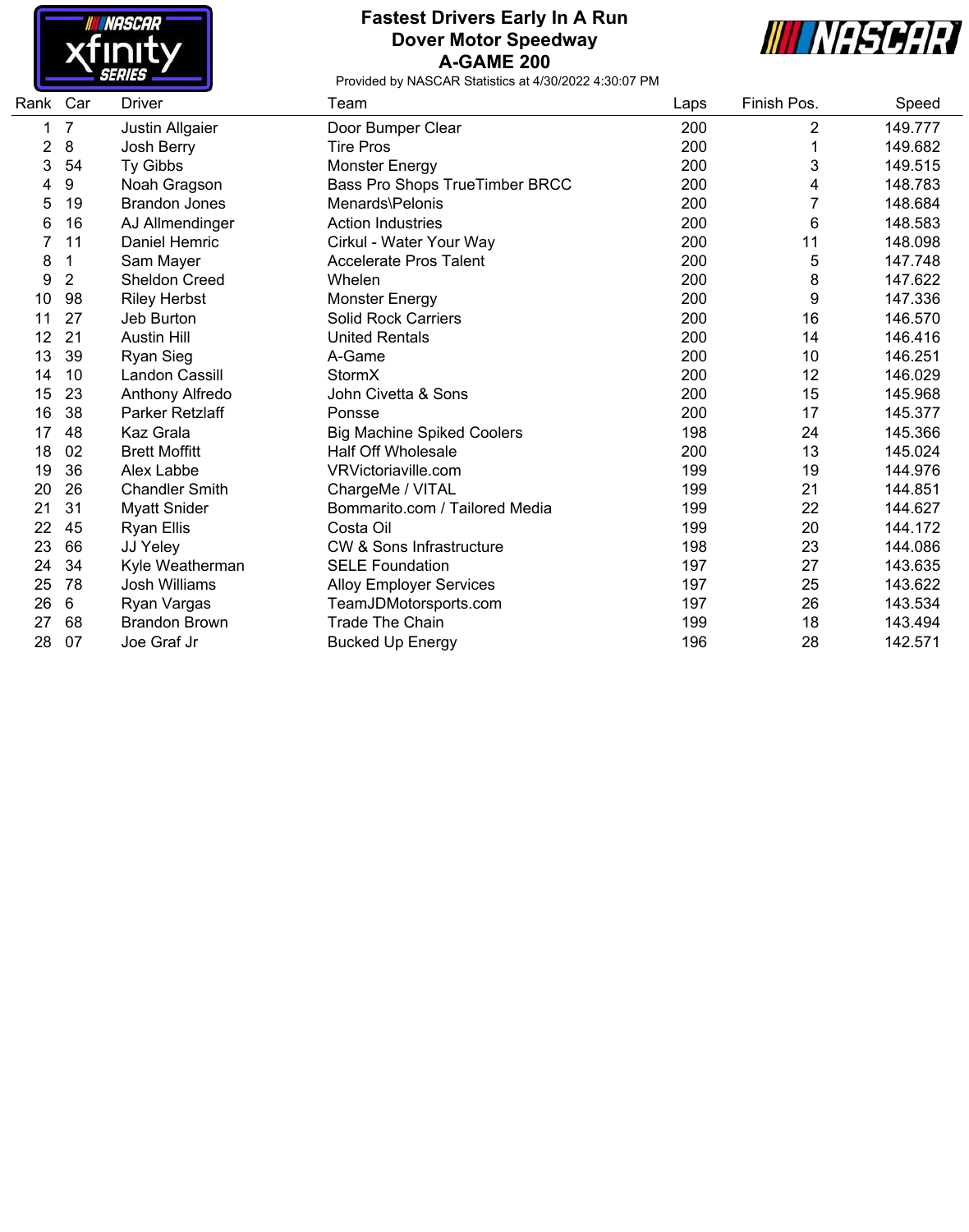# Fastest Drivers Early In A Run

## Dover Motor Speedway

## A-GAME 200

Provided by NASCAR Statistics at 4/30/2022 4:30:07 PM

| Rank | Car | Driver | Team | Laps | Finish Pos. | Speed |
|---|---|---|---|---|---|---|
| 1 | 7 | Justin Allgaier | Door Bumper Clear | 200 | 2 | 149.777 |
| 2 | 8 | Josh Berry | Tire Pros | 200 | 1 | 149.682 |
| 3 | 54 | Ty Gibbs | Monster Energy | 200 | 3 | 149.515 |
| 4 | 9 | Noah Gragson | Bass Pro Shops TrueTimber BRCC | 200 | 4 | 148.783 |
| 5 | 19 | Brandon Jones | Menards\Pelonis | 200 | 7 | 148.684 |
| 6 | 16 | AJ Allmendinger | Action Industries | 200 | 6 | 148.583 |
| 7 | 11 | Daniel Hemric | Cirkul - Water Your Way | 200 | 11 | 148.098 |
| 8 | 1 | Sam Mayer | Accelerate Pros Talent | 200 | 5 | 147.748 |
| 9 | 2 | Sheldon Creed | Whelen | 200 | 8 | 147.622 |
| 10 | 98 | Riley Herbst | Monster Energy | 200 | 9 | 147.336 |
| 11 | 27 | Jeb Burton | Solid Rock Carriers | 200 | 16 | 146.570 |
| 12 | 21 | Austin Hill | United Rentals | 200 | 14 | 146.416 |
| 13 | 39 | Ryan Sieg | A-Game | 200 | 10 | 146.251 |
| 14 | 10 | Landon Cassill | StormX | 200 | 12 | 146.029 |
| 15 | 23 | Anthony Alfredo | John Civetta & Sons | 200 | 15 | 145.968 |
| 16 | 38 | Parker Retzlaff | Ponsse | 200 | 17 | 145.377 |
| 17 | 48 | Kaz Grala | Big Machine Spiked Coolers | 198 | 24 | 145.366 |
| 18 | 02 | Brett Moffitt | Half Off Wholesale | 200 | 13 | 145.024 |
| 19 | 36 | Alex Labbe | VRVictoriaville.com | 199 | 19 | 144.976 |
| 20 | 26 | Chandler Smith | ChargeMe / VITAL | 199 | 21 | 144.851 |
| 21 | 31 | Myatt Snider | Bommarito.com / Tailored Media | 199 | 22 | 144.627 |
| 22 | 45 | Ryan Ellis | Costa Oil | 199 | 20 | 144.172 |
| 23 | 66 | JJ Yeley | CW & Sons Infrastructure | 198 | 23 | 144.086 |
| 24 | 34 | Kyle Weatherman | SELE Foundation | 197 | 27 | 143.635 |
| 25 | 78 | Josh Williams | Alloy Employer Services | 197 | 25 | 143.622 |
| 26 | 6 | Ryan Vargas | TeamJDMotorsports.com | 197 | 26 | 143.534 |
| 27 | 68 | Brandon Brown | Trade The Chain | 199 | 18 | 143.494 |
| 28 | 07 | Joe Graf Jr | Bucked Up Energy | 196 | 28 | 142.571 |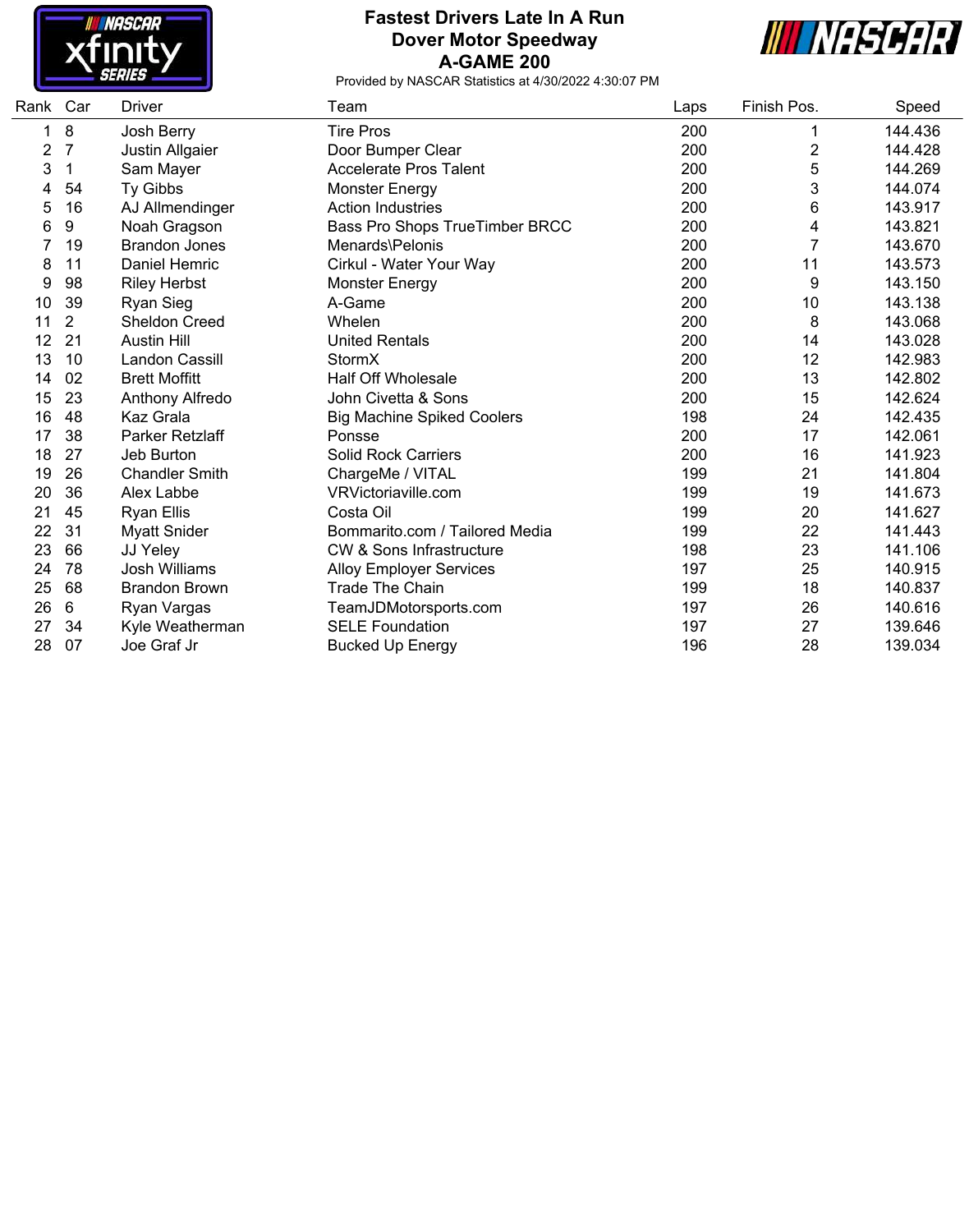# Fastest Drivers Late In A Run
## Dover Motor Speedway
## A-GAME 200

Provided by NASCAR Statistics at 4/30/2022 4:30:07 PM

| Rank | Car | Driver | Team | Laps | Finish Pos. | Speed |
|---|---|---|---|---|---|---|
| 1 | 8 | Josh Berry | Tire Pros | 200 | 1 | 144.436 |
| 2 | 7 | Justin Allgaier | Door Bumper Clear | 200 | 2 | 144.428 |
| 3 | 1 | Sam Mayer | Accelerate Pros Talent | 200 | 5 | 144.269 |
| 4 | 54 | Ty Gibbs | Monster Energy | 200 | 3 | 144.074 |
| 5 | 16 | AJ Allmendinger | Action Industries | 200 | 6 | 143.917 |
| 6 | 9 | Noah Gragson | Bass Pro Shops TrueTimber BRCC | 200 | 4 | 143.821 |
| 7 | 19 | Brandon Jones | Menards\Pelonis | 200 | 7 | 143.670 |
| 8 | 11 | Daniel Hemric | Cirkul - Water Your Way | 200 | 11 | 143.573 |
| 9 | 98 | Riley Herbst | Monster Energy | 200 | 9 | 143.150 |
| 10 | 39 | Ryan Sieg | A-Game | 200 | 10 | 143.138 |
| 11 | 2 | Sheldon Creed | Whelen | 200 | 8 | 143.068 |
| 12 | 21 | Austin Hill | United Rentals | 200 | 14 | 143.028 |
| 13 | 10 | Landon Cassill | StormX | 200 | 12 | 142.983 |
| 14 | 02 | Brett Moffitt | Half Off Wholesale | 200 | 13 | 142.802 |
| 15 | 23 | Anthony Alfredo | John Civetta & Sons | 200 | 15 | 142.624 |
| 16 | 48 | Kaz Grala | Big Machine Spiked Coolers | 198 | 24 | 142.435 |
| 17 | 38 | Parker Retzlaff | Ponsse | 200 | 17 | 142.061 |
| 18 | 27 | Jeb Burton | Solid Rock Carriers | 200 | 16 | 141.923 |
| 19 | 26 | Chandler Smith | ChargeMe / VITAL | 199 | 21 | 141.804 |
| 20 | 36 | Alex Labbe | VRVictoriaville.com | 199 | 19 | 141.673 |
| 21 | 45 | Ryan Ellis | Costa Oil | 199 | 20 | 141.627 |
| 22 | 31 | Myatt Snider | Bommarito.com / Tailored Media | 199 | 22 | 141.443 |
| 23 | 66 | JJ Yeley | CW & Sons Infrastructure | 198 | 23 | 141.106 |
| 24 | 78 | Josh Williams | Alloy Employer Services | 197 | 25 | 140.915 |
| 25 | 68 | Brandon Brown | Trade The Chain | 199 | 18 | 140.837 |
| 26 | 6 | Ryan Vargas | TeamJDMotorsports.com | 197 | 26 | 140.616 |
| 27 | 34 | Kyle Weatherman | SELE Foundation | 197 | 27 | 139.646 |
| 28 | 07 | Joe Graf Jr | Bucked Up Energy | 196 | 28 | 139.034 |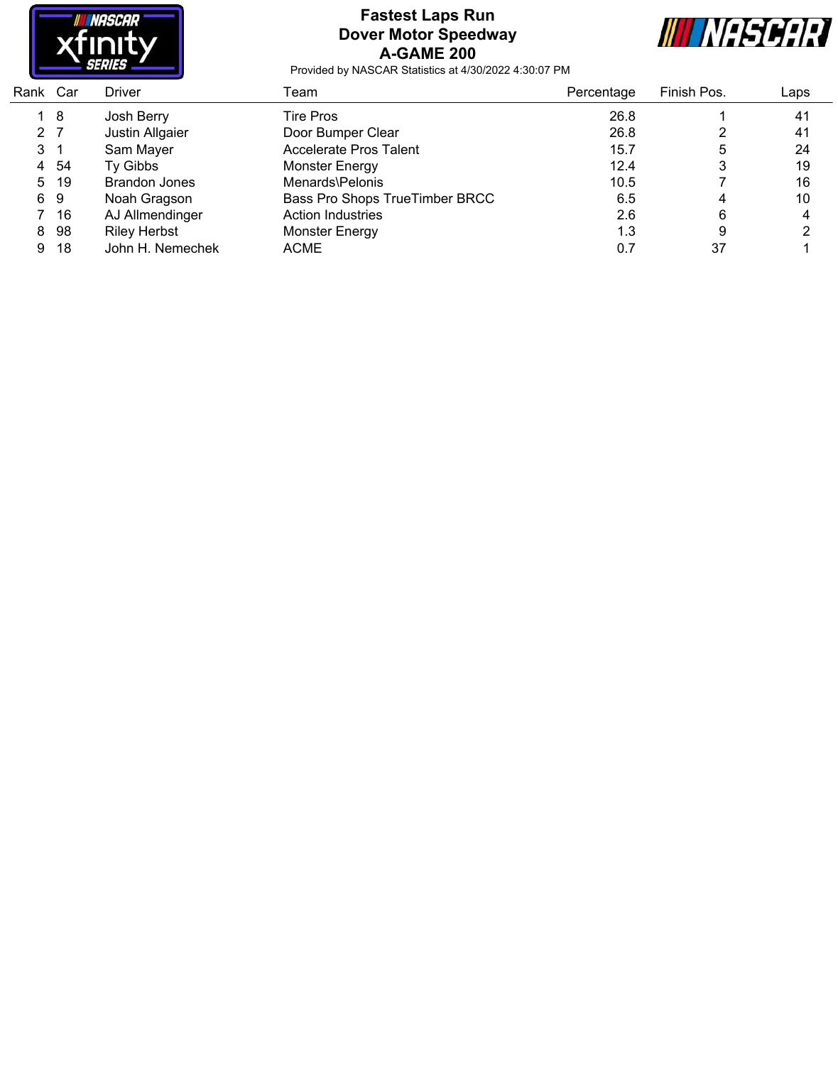# Fastest Laps Run
## Dover Motor Speedway
## A-GAME 200

Provided by NASCAR Statistics at 4/30/2022 4:30:07 PM

| Rank | Car | Driver | Team | Percentage | Finish Pos. | Laps |
|---|---|---|---|---|---|---|
| 1 | 8 | Josh Berry | Tire Pros | 26.8 | 1 | 41 |
| 2 | 7 | Justin Allgaier | Door Bumper Clear | 26.8 | 2 | 41 |
| 3 | 1 | Sam Mayer | Accelerate Pros Talent | 15.7 | 5 | 24 |
| 4 | 54 | Ty Gibbs | Monster Energy | 12.4 | 3 | 19 |
| 5 | 19 | Brandon Jones | Menards\Pelonis | 10.5 | 7 | 16 |
| 6 | 9 | Noah Gragson | Bass Pro Shops TrueTimber BRCC | 6.5 | 4 | 10 |
| 7 | 16 | AJ Allmendinger | Action Industries | 2.6 | 6 | 4 |
| 8 | 98 | Riley Herbst | Monster Energy | 1.3 | 9 | 2 |
| 9 | 18 | John H. Nemechek | ACME | 0.7 | 37 | 1 |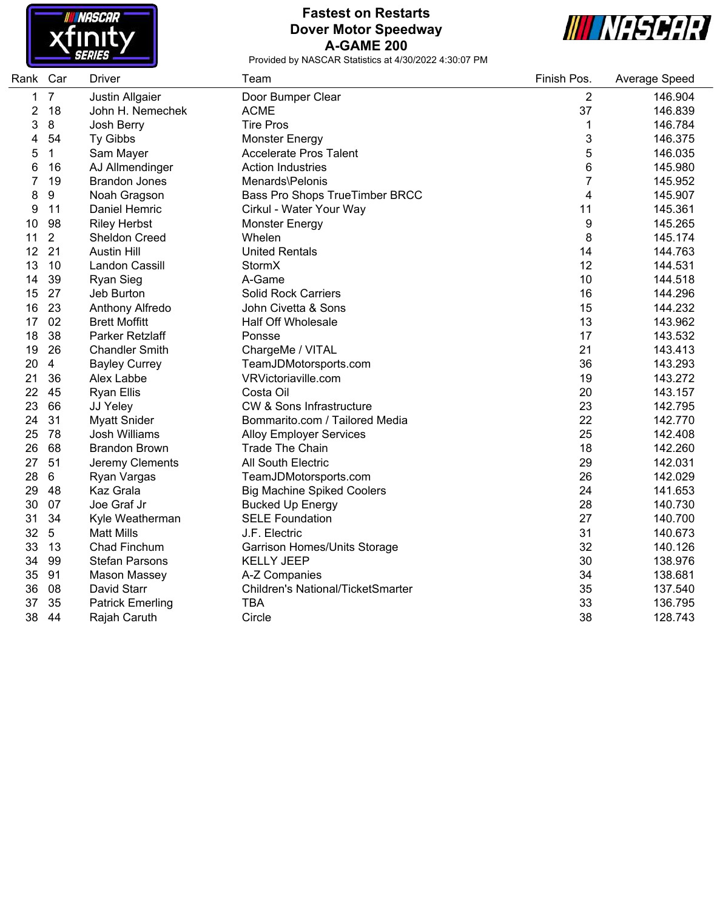# Fastest on Restarts
## Dover Motor Speedway
## A-GAME 200

Provided by NASCAR Statistics at 4/30/2022 4:30:07 PM

| Rank | Car | Driver | Team | Finish Pos. | Average Speed |
|---|---|---|---|---|---|
| 1 | 7 | Justin Allgaier | Door Bumper Clear | 2 | 146.904 |
| 2 | 18 | John H. Nemechek | ACME | 37 | 146.839 |
| 3 | 8 | Josh Berry | Tire Pros | 1 | 146.784 |
| 4 | 54 | Ty Gibbs | Monster Energy | 3 | 146.375 |
| 5 | 1 | Sam Mayer | Accelerate Pros Talent | 5 | 146.035 |
| 6 | 16 | AJ Allmendinger | Action Industries | 6 | 145.980 |
| 7 | 19 | Brandon Jones | Menards\Pelonis | 7 | 145.952 |
| 8 | 9 | Noah Gragson | Bass Pro Shops TrueTimber BRCC | 4 | 145.907 |
| 9 | 11 | Daniel Hemric | Cirkul - Water Your Way | 11 | 145.361 |
| 10 | 98 | Riley Herbst | Monster Energy | 9 | 145.265 |
| 11 | 2 | Sheldon Creed | Whelen | 8 | 145.174 |
| 12 | 21 | Austin Hill | United Rentals | 14 | 144.763 |
| 13 | 10 | Landon Cassill | StormX | 12 | 144.531 |
| 14 | 39 | Ryan Sieg | A-Game | 10 | 144.518 |
| 15 | 27 | Jeb Burton | Solid Rock Carriers | 16 | 144.296 |
| 16 | 23 | Anthony Alfredo | John Civetta & Sons | 15 | 144.232 |
| 17 | 02 | Brett Moffitt | Half Off Wholesale | 13 | 143.962 |
| 18 | 38 | Parker Retzlaff | Ponsse | 17 | 143.532 |
| 19 | 26 | Chandler Smith | ChargeMe / VITAL | 21 | 143.413 |
| 20 | 4 | Bayley Currey | TeamJDMotorsports.com | 36 | 143.293 |
| 21 | 36 | Alex Labbe | VRVictoriaville.com | 19 | 143.272 |
| 22 | 45 | Ryan Ellis | Costa Oil | 20 | 143.157 |
| 23 | 66 | JJ Yeley | CW & Sons Infrastructure | 23 | 142.795 |
| 24 | 31 | Myatt Snider | Bommarito.com / Tailored Media | 22 | 142.770 |
| 25 | 78 | Josh Williams | Alloy Employer Services | 25 | 142.408 |
| 26 | 68 | Brandon Brown | Trade The Chain | 18 | 142.260 |
| 27 | 51 | Jeremy Clements | All South Electric | 29 | 142.031 |
| 28 | 6 | Ryan Vargas | TeamJDMotorsports.com | 26 | 142.029 |
| 29 | 48 | Kaz Grala | Big Machine Spiked Coolers | 24 | 141.653 |
| 30 | 07 | Joe Graf Jr | Bucked Up Energy | 28 | 140.730 |
| 31 | 34 | Kyle Weatherman | SELE Foundation | 27 | 140.700 |
| 32 | 5 | Matt Mills | J.F. Electric | 31 | 140.673 |
| 33 | 13 | Chad Finchum | Garrison Homes/Units Storage | 32 | 140.126 |
| 34 | 99 | Stefan Parsons | KELLY JEEP | 30 | 138.976 |
| 35 | 91 | Mason Massey | A-Z Companies | 34 | 138.681 |
| 36 | 08 | David Starr | Children's National/TicketSmarter | 35 | 137.540 |
| 37 | 35 | Patrick Emerling | TBA | 33 | 136.795 |
| 38 | 44 | Rajah Caruth | Circle | 38 | 128.743 |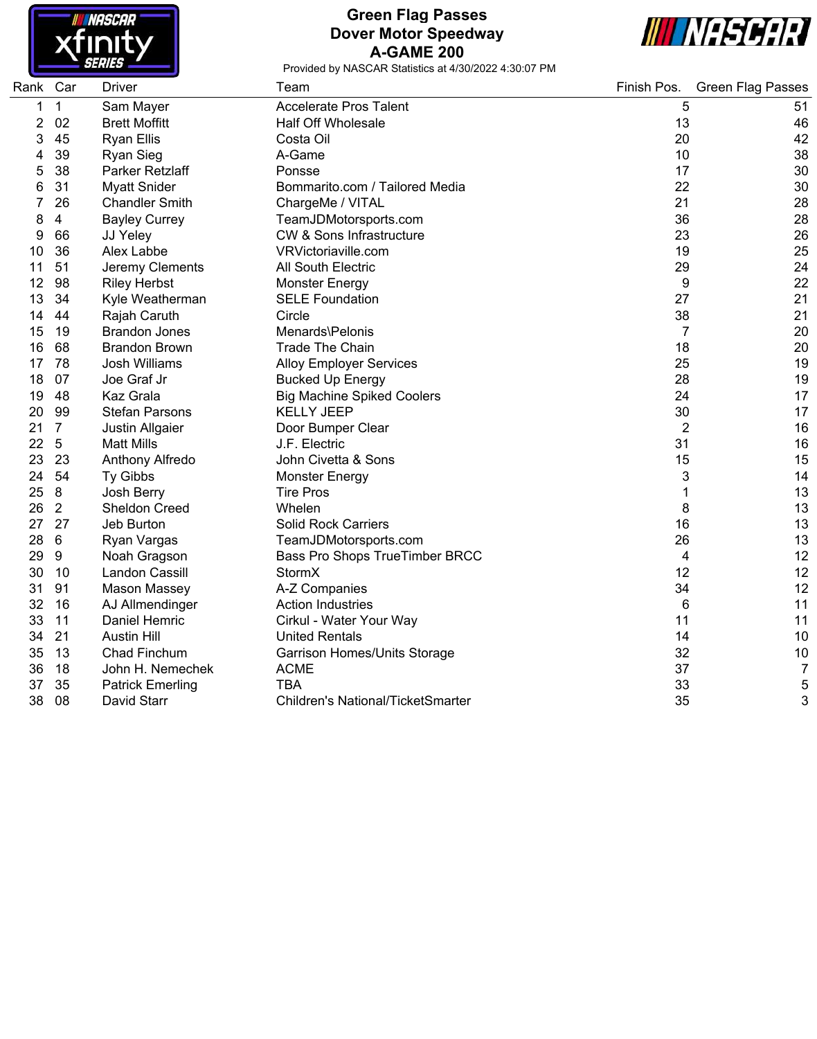# Green Flag Passes

## Dover Motor Speedway

## A-GAME 200

Provided by NASCAR Statistics at 4/30/2022 4:30:07 PM

| Rank | Car | Driver | Team | Finish Pos. | Green Flag Passes |
|---|---|---|---|---|---|
| 1 | 1 | Sam Mayer | Accelerate Pros Talent | 5 | 51 |
| 2 | 02 | Brett Moffitt | Half Off Wholesale | 13 | 46 |
| 3 | 45 | Ryan Ellis | Costa Oil | 20 | 42 |
| 4 | 39 | Ryan Sieg | A-Game | 10 | 38 |
| 5 | 38 | Parker Retzlaff | Ponsse | 17 | 30 |
| 6 | 31 | Myatt Snider | Bommarito.com / Tailored Media | 22 | 30 |
| 7 | 26 | Chandler Smith | ChargeMe / VITAL | 21 | 28 |
| 8 | 4 | Bayley Currey | TeamJDMotorsports.com | 36 | 28 |
| 9 | 66 | JJ Yeley | CW & Sons Infrastructure | 23 | 26 |
| 10 | 36 | Alex Labbe | VRVictoriaville.com | 19 | 25 |
| 11 | 51 | Jeremy Clements | All South Electric | 29 | 24 |
| 12 | 98 | Riley Herbst | Monster Energy | 9 | 22 |
| 13 | 34 | Kyle Weatherman | SELE Foundation | 27 | 21 |
| 14 | 44 | Rajah Caruth | Circle | 38 | 21 |
| 15 | 19 | Brandon Jones | Menards\Pelonis | 7 | 20 |
| 16 | 68 | Brandon Brown | Trade The Chain | 18 | 20 |
| 17 | 78 | Josh Williams | Alloy Employer Services | 25 | 19 |
| 18 | 07 | Joe Graf Jr | Bucked Up Energy | 28 | 19 |
| 19 | 48 | Kaz Grala | Big Machine Spiked Coolers | 24 | 17 |
| 20 | 99 | Stefan Parsons | KELLY JEEP | 30 | 17 |
| 21 | 7 | Justin Allgaier | Door Bumper Clear | 2 | 16 |
| 22 | 5 | Matt Mills | J.F. Electric | 31 | 16 |
| 23 | 23 | Anthony Alfredo | John Civetta & Sons | 15 | 15 |
| 24 | 54 | Ty Gibbs | Monster Energy | 3 | 14 |
| 25 | 8 | Josh Berry | Tire Pros | 1 | 13 |
| 26 | 2 | Sheldon Creed | Whelen | 8 | 13 |
| 27 | 27 | Jeb Burton | Solid Rock Carriers | 16 | 13 |
| 28 | 6 | Ryan Vargas | TeamJDMotorsports.com | 26 | 13 |
| 29 | 9 | Noah Gragson | Bass Pro Shops TrueTimber BRCC | 4 | 12 |
| 30 | 10 | Landon Cassill | StormX | 12 | 12 |
| 31 | 91 | Mason Massey | A-Z Companies | 34 | 12 |
| 32 | 16 | AJ Allmendinger | Action Industries | 6 | 11 |
| 33 | 11 | Daniel Hemric | Cirkul - Water Your Way | 11 | 11 |
| 34 | 21 | Austin Hill | United Rentals | 14 | 10 |
| 35 | 13 | Chad Finchum | Garrison Homes/Units Storage | 32 | 10 |
| 36 | 18 | John H. Nemechek | ACME | 37 | 7 |
| 37 | 35 | Patrick Emerling | TBA | 33 | 5 |
| 38 | 08 | David Starr | Children's National/TicketSmarter | 35 | 3 |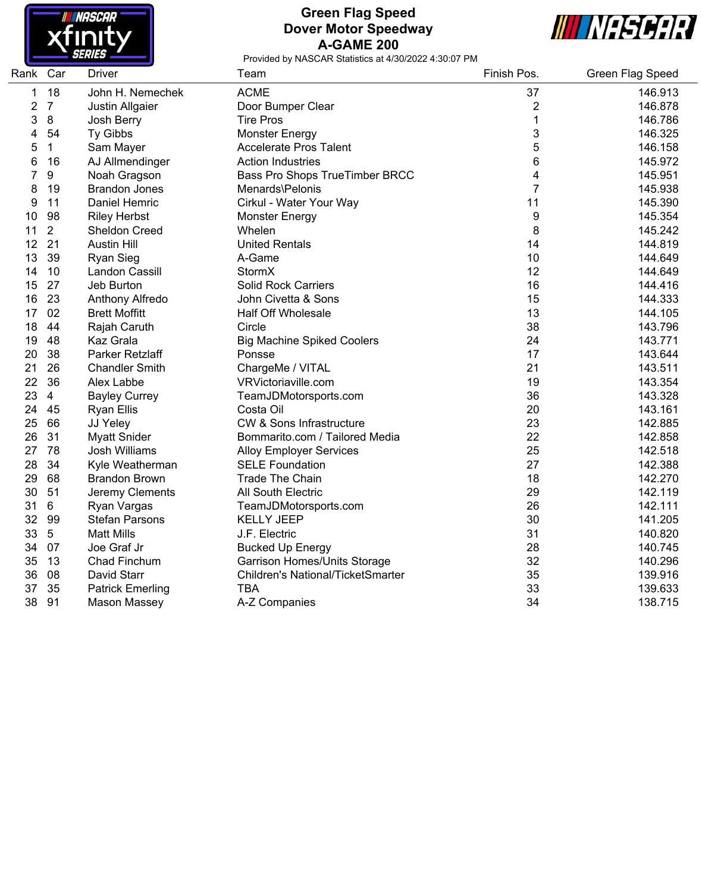# Green Flag Speed
## Dover Motor Speedway
## A-GAME 200

Provided by NASCAR Statistics at 4/30/2022 4:30:07 PM

| Rank | Car | Driver | Team | Finish Pos. | Green Flag Speed |
|---|---|---|---|---|---|
| 1 | 18 | John H. Nemechek | ACME | 37 | 146.913 |
| 2 | 7 | Justin Allgaier | Door Bumper Clear | 2 | 146.878 |
| 3 | 8 | Josh Berry | Tire Pros | 1 | 146.786 |
| 4 | 54 | Ty Gibbs | Monster Energy | 3 | 146.325 |
| 5 | 1 | Sam Mayer | Accelerate Pros Talent | 5 | 146.158 |
| 6 | 16 | AJ Allmendinger | Action Industries | 6 | 145.972 |
| 7 | 9 | Noah Gragson | Bass Pro Shops TrueTimber BRCC | 4 | 145.951 |
| 8 | 19 | Brandon Jones | Menards\Pelonis | 7 | 145.938 |
| 9 | 11 | Daniel Hemric | Cirkul - Water Your Way | 11 | 145.390 |
| 10 | 98 | Riley Herbst | Monster Energy | 9 | 145.354 |
| 11 | 2 | Sheldon Creed | Whelen | 8 | 145.242 |
| 12 | 21 | Austin Hill | United Rentals | 14 | 144.819 |
| 13 | 39 | Ryan Sieg | A-Game | 10 | 144.649 |
| 14 | 10 | Landon Cassill | StormX | 12 | 144.649 |
| 15 | 27 | Jeb Burton | Solid Rock Carriers | 16 | 144.416 |
| 16 | 23 | Anthony Alfredo | John Civetta & Sons | 15 | 144.333 |
| 17 | 02 | Brett Moffitt | Half Off Wholesale | 13 | 144.105 |
| 18 | 44 | Rajah Caruth | Circle | 38 | 143.796 |
| 19 | 48 | Kaz Grala | Big Machine Spiked Coolers | 24 | 143.771 |
| 20 | 38 | Parker Retzlaff | Ponsse | 17 | 143.644 |
| 21 | 26 | Chandler Smith | ChargeMe / VITAL | 21 | 143.511 |
| 22 | 36 | Alex Labbe | VRVictoriaville.com | 19 | 143.354 |
| 23 | 4 | Bayley Currey | TeamJDMotorsports.com | 36 | 143.328 |
| 24 | 45 | Ryan Ellis | Costa Oil | 20 | 143.161 |
| 25 | 66 | JJ Yeley | CW & Sons Infrastructure | 23 | 142.885 |
| 26 | 31 | Myatt Snider | Bommarito.com / Tailored Media | 22 | 142.858 |
| 27 | 78 | Josh Williams | Alloy Employer Services | 25 | 142.518 |
| 28 | 34 | Kyle Weatherman | SELE Foundation | 27 | 142.388 |
| 29 | 68 | Brandon Brown | Trade The Chain | 18 | 142.270 |
| 30 | 51 | Jeremy Clements | All South Electric | 29 | 142.119 |
| 31 | 6 | Ryan Vargas | TeamJDMotorsports.com | 26 | 142.111 |
| 32 | 99 | Stefan Parsons | KELLY JEEP | 30 | 141.205 |
| 33 | 5 | Matt Mills | J.F. Electric | 31 | 140.820 |
| 34 | 07 | Joe Graf Jr | Bucked Up Energy | 28 | 140.745 |
| 35 | 13 | Chad Finchum | Garrison Homes/Units Storage | 32 | 140.296 |
| 36 | 08 | David Starr | Children's National/TicketSmarter | 35 | 139.916 |
| 37 | 35 | Patrick Emerling | TBA | 33 | 139.633 |
| 38 | 91 | Mason Massey | A-Z Companies | 34 | 138.715 |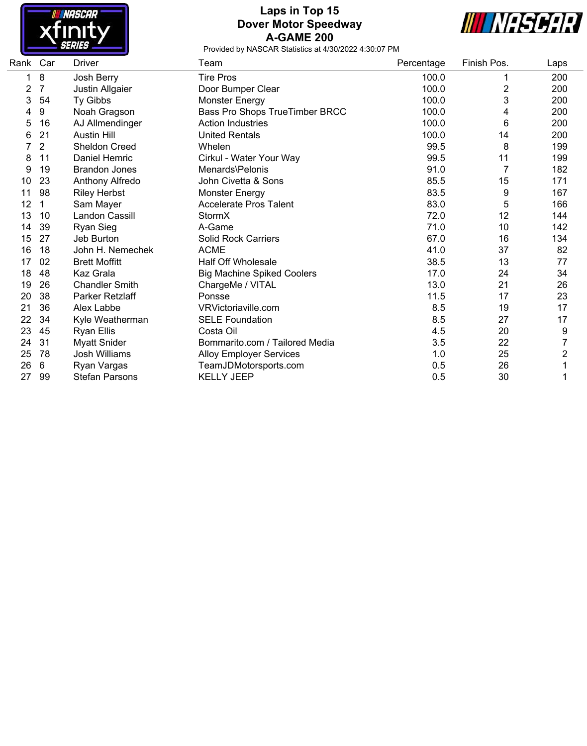# Laps in Top 15
## Dover Motor Speedway
## A-GAME 200

Provided by NASCAR Statistics at 4/30/2022 4:30:07 PM

| Rank | Car | Driver | Team | Percentage | Finish Pos. | Laps |
|---|---|---|---|---|---|---|
| 1 | 8 | Josh Berry | Tire Pros | 100.0 | 1 | 200 |
| 2 | 7 | Justin Allgaier | Door Bumper Clear | 100.0 | 2 | 200 |
| 3 | 54 | Ty Gibbs | Monster Energy | 100.0 | 3 | 200 |
| 4 | 9 | Noah Gragson | Bass Pro Shops TrueTimber BRCC | 100.0 | 4 | 200 |
| 5 | 16 | AJ Allmendinger | Action Industries | 100.0 | 6 | 200 |
| 6 | 21 | Austin Hill | United Rentals | 100.0 | 14 | 200 |
| 7 | 2 | Sheldon Creed | Whelen | 99.5 | 8 | 199 |
| 8 | 11 | Daniel Hemric | Cirkul - Water Your Way | 99.5 | 11 | 199 |
| 9 | 19 | Brandon Jones | Menards\Pelonis | 91.0 | 7 | 182 |
| 10 | 23 | Anthony Alfredo | John Civetta & Sons | 85.5 | 15 | 171 |
| 11 | 98 | Riley Herbst | Monster Energy | 83.5 | 9 | 167 |
| 12 | 1 | Sam Mayer | Accelerate Pros Talent | 83.0 | 5 | 166 |
| 13 | 10 | Landon Cassill | StormX | 72.0 | 12 | 144 |
| 14 | 39 | Ryan Sieg | A-Game | 71.0 | 10 | 142 |
| 15 | 27 | Jeb Burton | Solid Rock Carriers | 67.0 | 16 | 134 |
| 16 | 18 | John H. Nemechek | ACME | 41.0 | 37 | 82 |
| 17 | 02 | Brett Moffitt | Half Off Wholesale | 38.5 | 13 | 77 |
| 18 | 48 | Kaz Grala | Big Machine Spiked Coolers | 17.0 | 24 | 34 |
| 19 | 26 | Chandler Smith | ChargeMe / VITAL | 13.0 | 21 | 26 |
| 20 | 38 | Parker Retzlaff | Ponsse | 11.5 | 17 | 23 |
| 21 | 36 | Alex Labbe | VRVictoriaville.com | 8.5 | 19 | 17 |
| 22 | 34 | Kyle Weatherman | SELE Foundation | 8.5 | 27 | 17 |
| 23 | 45 | Ryan Ellis | Costa Oil | 4.5 | 20 | 9 |
| 24 | 31 | Myatt Snider | Bommarito.com / Tailored Media | 3.5 | 22 | 7 |
| 25 | 78 | Josh Williams | Alloy Employer Services | 1.0 | 25 | 2 |
| 26 | 6 | Ryan Vargas | TeamJDMotorsports.com | 0.5 | 26 | 1 |
| 27 | 99 | Stefan Parsons | KELLY JEEP | 0.5 | 30 | 1 |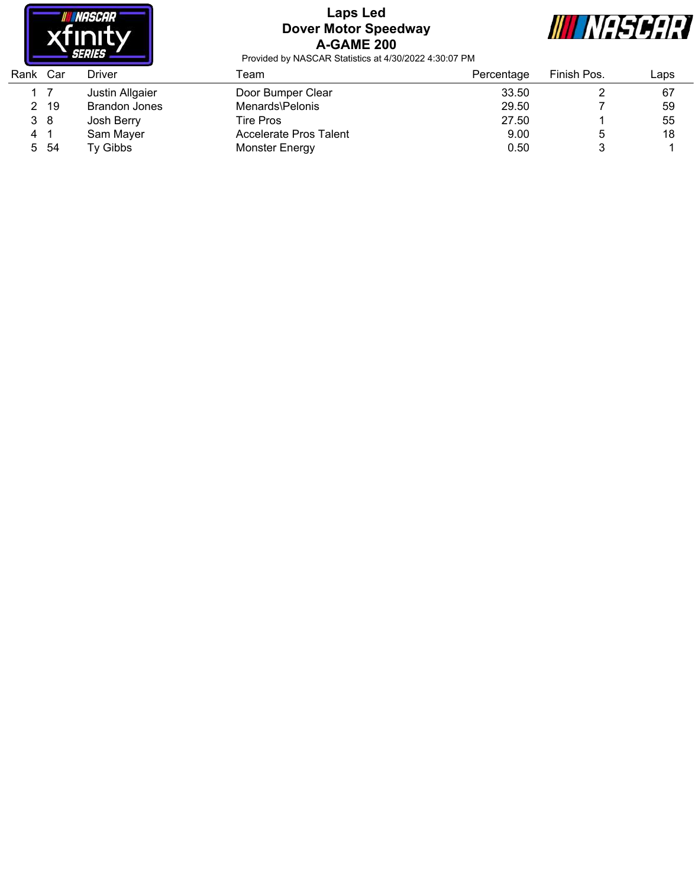# Laps Led

## Dover Motor Speedway

## A-GAME 200

Provided by NASCAR Statistics at 4/30/2022 4:30:07 PM

| Rank | Car | Driver | Team | Percentage | Finish Pos. | Laps |
|---|---|---|---|---|---|---|
| 1 | 7 | Justin Allgaier | Door Bumper Clear | 33.50 | 2 | 67 |
| 2 | 19 | Brandon Jones | Menards\Pelonis | 29.50 | 7 | 59 |
| 3 | 8 | Josh Berry | Tire Pros | 27.50 | 1 | 55 |
| 4 | 1 | Sam Mayer | Accelerate Pros Talent | 9.00 | 5 | 18 |
| 5 | 54 | Ty Gibbs | Monster Energy | 0.50 | 3 | 1 |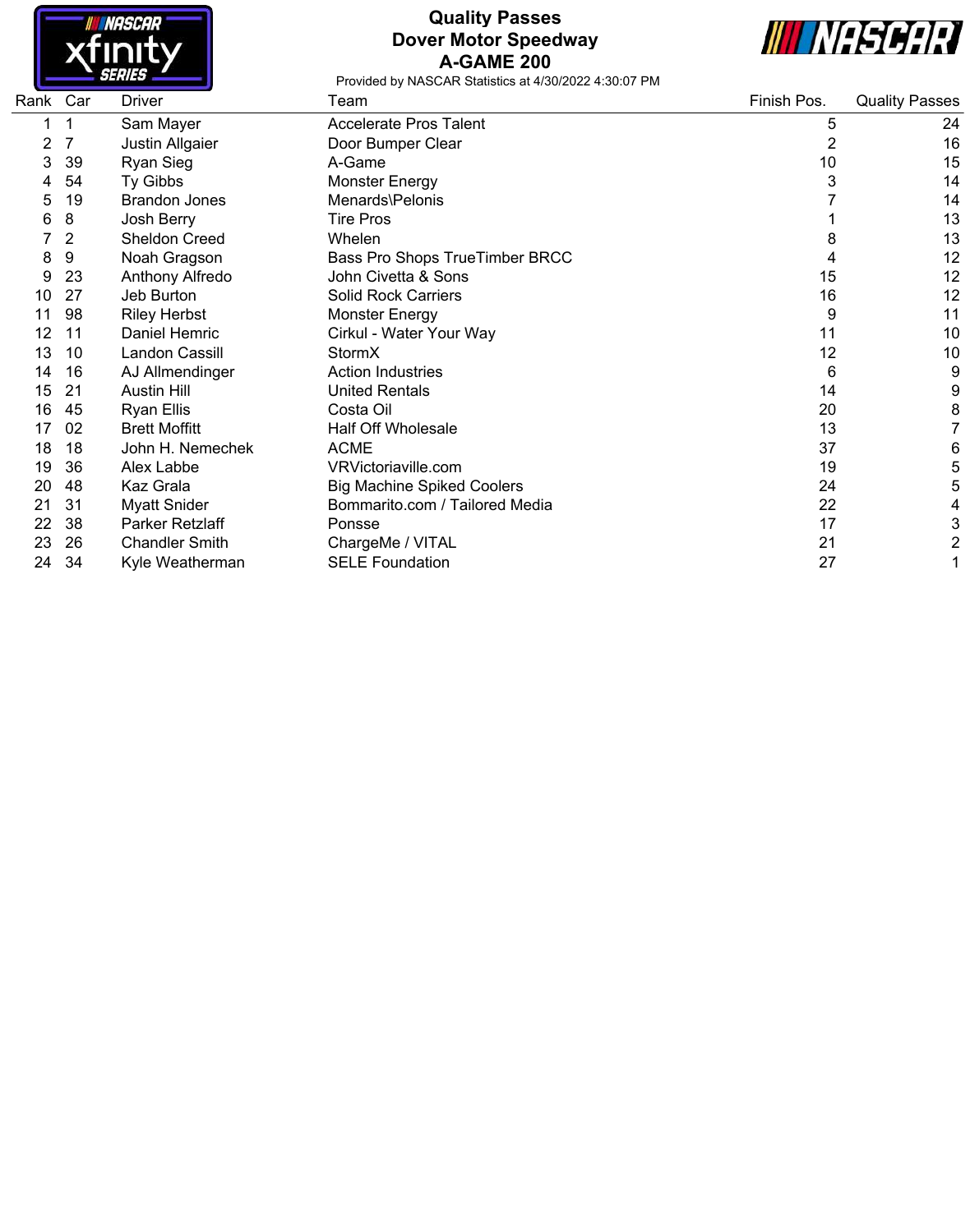# Quality Passes
## Dover Motor Speedway
## A-GAME 200

Provided by NASCAR Statistics at 4/30/2022 4:30:07 PM

| Rank | Car | Driver | Team | Finish Pos. | Quality Passes |
|---|---|---|---|---|---|
| 1 | 1 | Sam Mayer | Accelerate Pros Talent | 5 | 24 |
| 2 | 7 | Justin Allgaier | Door Bumper Clear | 2 | 16 |
| 3 | 39 | Ryan Sieg | A-Game | 10 | 15 |
| 4 | 54 | Ty Gibbs | Monster Energy | 3 | 14 |
| 5 | 19 | Brandon Jones | Menards\Pelonis | 7 | 14 |
| 6 | 8 | Josh Berry | Tire Pros | 1 | 13 |
| 7 | 2 | Sheldon Creed | Whelen | 8 | 13 |
| 8 | 9 | Noah Gragson | Bass Pro Shops TrueTimber BRCC | 4 | 12 |
| 9 | 23 | Anthony Alfredo | John Civetta & Sons | 15 | 12 |
| 10 | 27 | Jeb Burton | Solid Rock Carriers | 16 | 12 |
| 11 | 98 | Riley Herbst | Monster Energy | 9 | 11 |
| 12 | 11 | Daniel Hemric | Cirkul - Water Your Way | 11 | 10 |
| 13 | 10 | Landon Cassill | StormX | 12 | 10 |
| 14 | 16 | AJ Allmendinger | Action Industries | 6 | 9 |
| 15 | 21 | Austin Hill | United Rentals | 14 | 9 |
| 16 | 45 | Ryan Ellis | Costa Oil | 20 | 8 |
| 17 | 02 | Brett Moffitt | Half Off Wholesale | 13 | 7 |
| 18 | 18 | John H. Nemechek | ACME | 37 | 6 |
| 19 | 36 | Alex Labbe | VRVictoriaville.com | 19 | 5 |
| 20 | 48 | Kaz Grala | Big Machine Spiked Coolers | 24 | 5 |
| 21 | 31 | Myatt Snider | Bommarito.com / Tailored Media | 22 | 4 |
| 22 | 38 | Parker Retzlaff | Ponsse | 17 | 3 |
| 23 | 26 | Chandler Smith | ChargeMe / VITAL | 21 | 2 |
| 24 | 34 | Kyle Weatherman | SELE Foundation | 27 | 1 |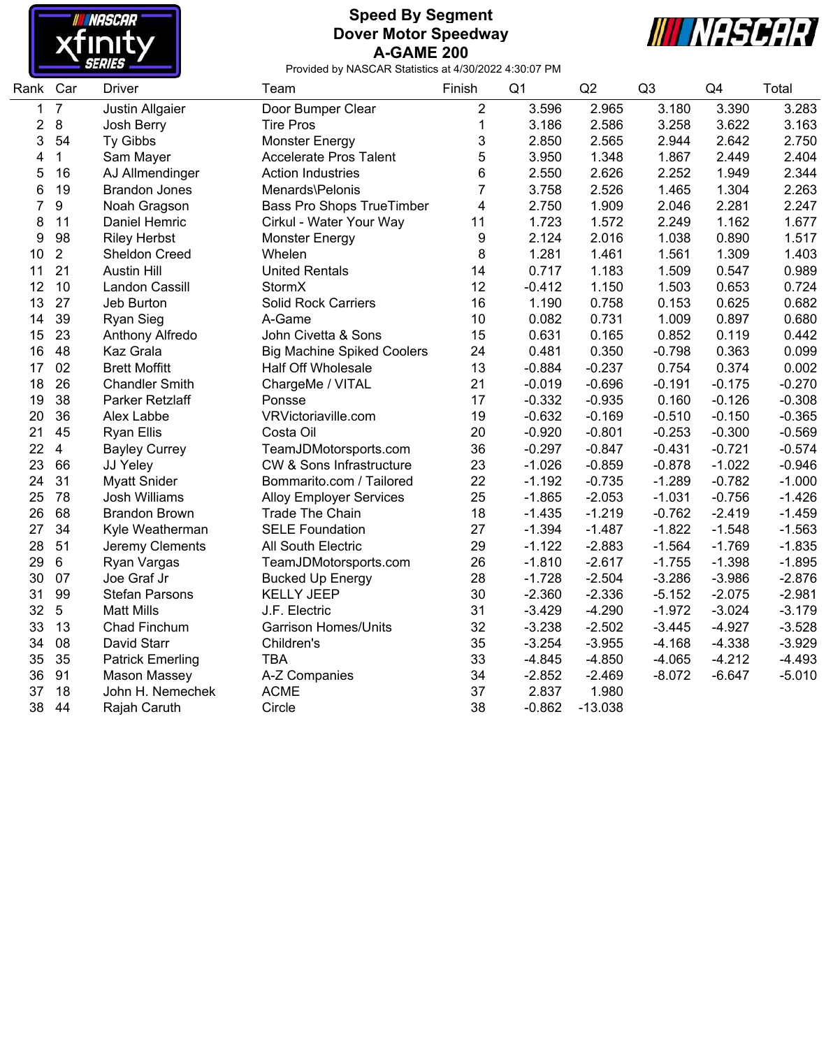# Speed By Segment
## Dover Motor Speedway
## A-GAME 200

Provided by NASCAR Statistics at 4/30/2022 4:30:07 PM

| Rank | Car | Driver | Team | Finish | Q1 | Q2 | Q3 | Q4 | Total |
|---|---|---|---|---|---|---|---|---|---|
| 1 | 7 | Justin Allgaier | Door Bumper Clear | 2 | 3.596 | 2.965 | 3.180 | 3.390 | 3.283 |
| 2 | 8 | Josh Berry | Tire Pros | 1 | 3.186 | 2.586 | 3.258 | 3.622 | 3.163 |
| 3 | 54 | Ty Gibbs | Monster Energy | 3 | 2.850 | 2.565 | 2.944 | 2.642 | 2.750 |
| 4 | 1 | Sam Mayer | Accelerate Pros Talent | 5 | 3.950 | 1.348 | 1.867 | 2.449 | 2.404 |
| 5 | 16 | AJ Allmendinger | Action Industries | 6 | 2.550 | 2.626 | 2.252 | 1.949 | 2.344 |
| 6 | 19 | Brandon Jones | Menards\Pelonis | 7 | 3.758 | 2.526 | 1.465 | 1.304 | 2.263 |
| 7 | 9 | Noah Gragson | Bass Pro Shops TrueTimber | 4 | 2.750 | 1.909 | 2.046 | 2.281 | 2.247 |
| 8 | 11 | Daniel Hemric | Cirkul - Water Your Way | 11 | 1.723 | 1.572 | 2.249 | 1.162 | 1.677 |
| 9 | 98 | Riley Herbst | Monster Energy | 9 | 2.124 | 2.016 | 1.038 | 0.890 | 1.517 |
| 10 | 2 | Sheldon Creed | Whelen | 8 | 1.281 | 1.461 | 1.561 | 1.309 | 1.403 |
| 11 | 21 | Austin Hill | United Rentals | 14 | 0.717 | 1.183 | 1.509 | 0.547 | 0.989 |
| 12 | 10 | Landon Cassill | StormX | 12 | -0.412 | 1.150 | 1.503 | 0.653 | 0.724 |
| 13 | 27 | Jeb Burton | Solid Rock Carriers | 16 | 1.190 | 0.758 | 0.153 | 0.625 | 0.682 |
| 14 | 39 | Ryan Sieg | A-Game | 10 | 0.082 | 0.731 | 1.009 | 0.897 | 0.680 |
| 15 | 23 | Anthony Alfredo | John Civetta & Sons | 15 | 0.631 | 0.165 | 0.852 | 0.119 | 0.442 |
| 16 | 48 | Kaz Grala | Big Machine Spiked Coolers | 24 | 0.481 | 0.350 | -0.798 | 0.363 | 0.099 |
| 17 | 02 | Brett Moffitt | Half Off Wholesale | 13 | -0.884 | -0.237 | 0.754 | 0.374 | 0.002 |
| 18 | 26 | Chandler Smith | ChargeMe / VITAL | 21 | -0.019 | -0.696 | -0.191 | -0.175 | -0.270 |
| 19 | 38 | Parker Retzlaff | Ponsse | 17 | -0.332 | -0.935 | 0.160 | -0.126 | -0.308 |
| 20 | 36 | Alex Labbe | VRVictoriaville.com | 19 | -0.632 | -0.169 | -0.510 | -0.150 | -0.365 |
| 21 | 45 | Ryan Ellis | Costa Oil | 20 | -0.920 | -0.801 | -0.253 | -0.300 | -0.569 |
| 22 | 4 | Bayley Currey | TeamJDMotorsports.com | 36 | -0.297 | -0.847 | -0.431 | -0.721 | -0.574 |
| 23 | 66 | JJ Yeley | CW & Sons Infrastructure | 23 | -1.026 | -0.859 | -0.878 | -1.022 | -0.946 |
| 24 | 31 | Myatt Snider | Bommarito.com / Tailored | 22 | -1.192 | -0.735 | -1.289 | -0.782 | -1.000 |
| 25 | 78 | Josh Williams | Alloy Employer Services | 25 | -1.865 | -2.053 | -1.031 | -0.756 | -1.426 |
| 26 | 68 | Brandon Brown | Trade The Chain | 18 | -1.435 | -1.219 | -0.762 | -2.419 | -1.459 |
| 27 | 34 | Kyle Weatherman | SELE Foundation | 27 | -1.394 | -1.487 | -1.822 | -1.548 | -1.563 |
| 28 | 51 | Jeremy Clements | All South Electric | 29 | -1.122 | -2.883 | -1.564 | -1.769 | -1.835 |
| 29 | 6 | Ryan Vargas | TeamJDMotorsports.com | 26 | -1.810 | -2.617 | -1.755 | -1.398 | -1.895 |
| 30 | 07 | Joe Graf Jr | Bucked Up Energy | 28 | -1.728 | -2.504 | -3.286 | -3.986 | -2.876 |
| 31 | 99 | Stefan Parsons | KELLY JEEP | 30 | -2.360 | -2.336 | -5.152 | -2.075 | -2.981 |
| 32 | 5 | Matt Mills | J.F. Electric | 31 | -3.429 | -4.290 | -1.972 | -3.024 | -3.179 |
| 33 | 13 | Chad Finchum | Garrison Homes/Units | 32 | -3.238 | -2.502 | -3.445 | -4.927 | -3.528 |
| 34 | 08 | David Starr | Children's | 35 | -3.254 | -3.955 | -4.168 | -4.338 | -3.929 |
| 35 | 35 | Patrick Emerling | TBA | 33 | -4.845 | -4.850 | -4.065 | -4.212 | -4.493 |
| 36 | 91 | Mason Massey | A-Z Companies | 34 | -2.852 | -2.469 | -8.072 | -6.647 | -5.010 |
| 37 | 18 | John H. Nemechek | ACME | 37 | 2.837 | 1.980 | | | |
| 38 | 44 | Rajah Caruth | Circle | 38 | -0.862 | -13.038 | | | |